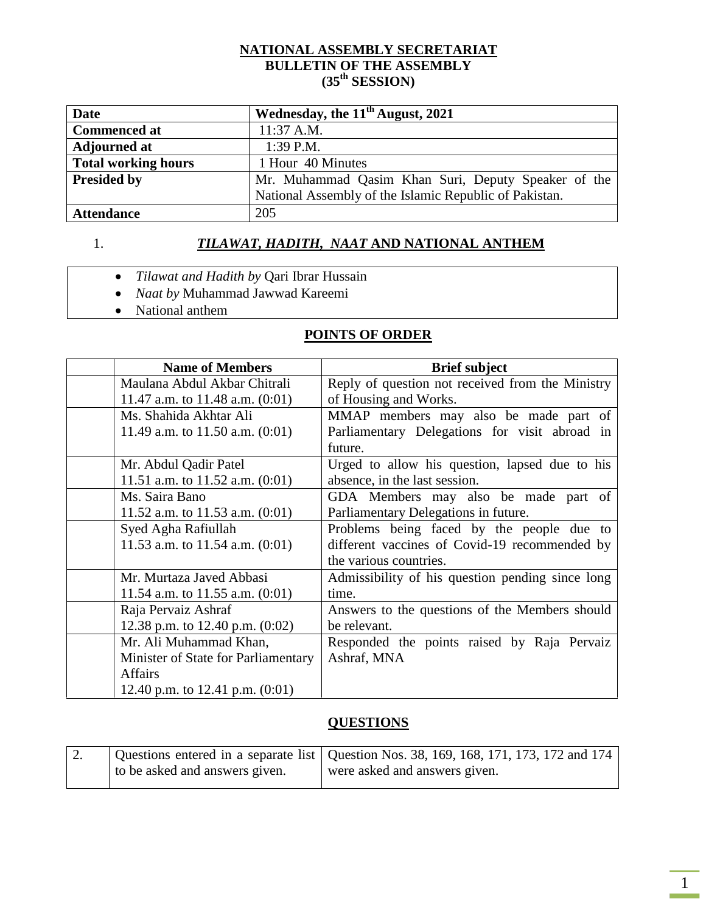# NATIONAL ASSEMBLY SECRETARIAT
## BULLETIN OF THE ASSEMBLY
## (35th SESSION)

| **Date** | **Wednesday, the 11th August, 2021** |
|---|---|
| **Commenced at** | 11:37 A.M. |
| **Adjourned at** | 1:39 P.M. |
| **Total working hours** | 1 Hour 40 Minutes |
| **Presided by** | Mr. Muhammad Qasim Khan Suri, Deputy Speaker of the National Assembly of the Islamic Republic of Pakistan. |
| **Attendance** | 205 |

### 1. *TILAWAT, HADITH, NAAT* AND NATIONAL ANTHEM

- *Tilawat and Hadith by* Qari Ibrar Hussain
- *Naat by* Muhammad Jawwad Kareemi
- National anthem

### POINTS OF ORDER

| | **Name of Members** | **Brief subject** |
|---|---|---|
| | Maulana Abdul Akbar Chitrali<br>11.47 a.m. to 11.48 a.m. (0:01) | Reply of question not received from the Ministry of Housing and Works. |
| | Ms. Shahida Akhtar Ali<br>11.49 a.m. to 11.50 a.m. (0:01) | MMAP members may also be made part of Parliamentary Delegations for visit abroad in future. |
| | Mr. Abdul Qadir Patel<br>11.51 a.m. to 11.52 a.m. (0:01) | Urged to allow his question, lapsed due to his absence, in the last session. |
| | Ms. Saira Bano<br>11.52 a.m. to 11.53 a.m. (0:01) | GDA Members may also be made part of Parliamentary Delegations in future. |
| | Syed Agha Rafiullah<br>11.53 a.m. to 11.54 a.m. (0:01) | Problems being faced by the people due to different vaccines of Covid-19 recommended by the various countries. |
| | Mr. Murtaza Javed Abbasi<br>11.54 a.m. to 11.55 a.m. (0:01) | Admissibility of his question pending since long time. |
| | Raja Pervaiz Ashraf<br>12.38 p.m. to 12.40 p.m. (0:02) | Answers to the questions of the Members should be relevant. |
| | Mr. Ali Muhammad Khan, Minister of State for Parliamentary Affairs<br>12.40 p.m. to 12.41 p.m. (0:01) | Responded the points raised by Raja Pervaiz Ashraf, MNA |

### QUESTIONS

| 2. | Questions entered in a separate list to be asked and answers given. | Question Nos. 38, 169, 168, 171, 173, 172 and 174 were asked and answers given. |
|---|---|---|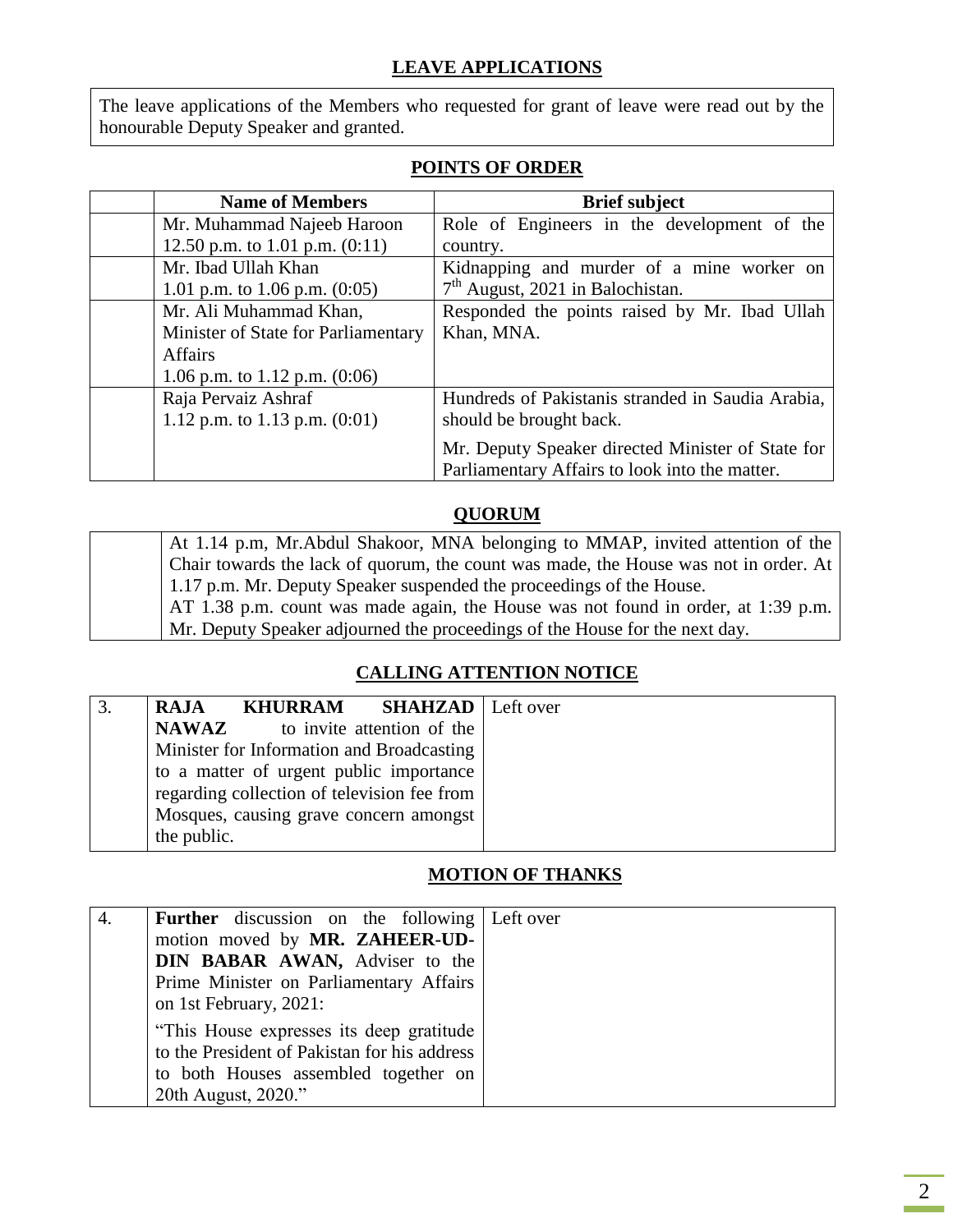## LEAVE APPLICATIONS

The leave applications of the Members who requested for grant of leave were read out by the honourable Deputy Speaker and granted.

## POINTS OF ORDER

| | Name of Members | Brief subject |
|---|---|---|
| | Mr. Muhammad Najeeb Haroon<br>12.50 p.m. to 1.01 p.m. (0:11) | Role of Engineers in the development of the country. |
| | Mr. Ibad Ullah Khan<br>1.01 p.m. to 1.06 p.m. (0:05) | Kidnapping and murder of a mine worker on 7th August, 2021 in Balochistan. |
| | Mr. Ali Muhammad Khan,<br>Minister of State for Parliamentary Affairs<br>1.06 p.m. to 1.12 p.m. (0:06) | Responded the points raised by Mr. Ibad Ullah Khan, MNA. |
| | Raja Pervaiz Ashraf<br>1.12 p.m. to 1.13 p.m. (0:01) | Hundreds of Pakistanis stranded in Saudia Arabia, should be brought back.<br>Mr. Deputy Speaker directed Minister of State for Parliamentary Affairs to look into the matter. |

## QUORUM

At 1.14 p.m, Mr.Abdul Shakoor, MNA belonging to MMAP, invited attention of the Chair towards the lack of quorum, the count was made, the House was not in order. At 1.17 p.m. Mr. Deputy Speaker suspended the proceedings of the House.
AT 1.38 p.m. count was made again, the House was not found in order, at 1:39 p.m. Mr. Deputy Speaker adjourned the proceedings of the House for the next day.

## CALLING ATTENTION NOTICE

| | | |
|---|---|---|
| 3. | **RAJA KHURRAM SHAHZAD NAWAZ** to invite attention of the Minister for Information and Broadcasting to a matter of urgent public importance regarding collection of television fee from Mosques, causing grave concern amongst the public. | Left over |

## MOTION OF THANKS

| | | |
|---|---|---|
| 4. | **Further** discussion on the following motion moved by **MR. ZAHEER-UD-DIN BABAR AWAN,** Adviser to the Prime Minister on Parliamentary Affairs on 1st February, 2021:<br>"This House expresses its deep gratitude to the President of Pakistan for his address to both Houses assembled together on 20th August, 2020." | Left over |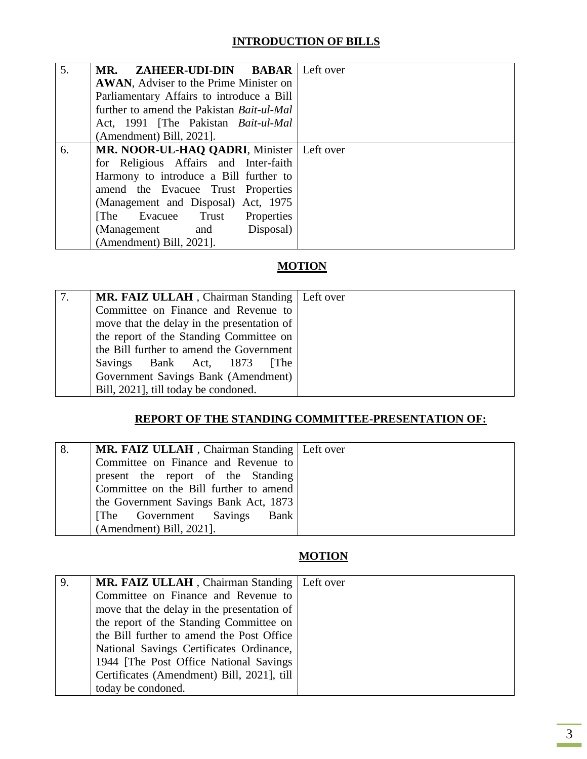## INTRODUCTION OF BILLS

| | | |
|---|---|---|
| 5. | **MR. ZAHEER-UDI-DIN BABAR AWAN**, Adviser to the Prime Minister on Parliamentary Affairs to introduce a Bill further to amend the Pakistan *Bait-ul-Mal* Act, 1991 [The Pakistan *Bait-ul-Mal* (Amendment) Bill, 2021]. | Left over |
| 6. | **MR. NOOR-UL-HAQ QADRI**, Minister for Religious Affairs and Inter-faith Harmony to introduce a Bill further to amend the Evacuee Trust Properties (Management and Disposal) Act, 1975 [The Evacuee Trust Properties (Management and Disposal) (Amendment) Bill, 2021]. | Left over |

## MOTION

| | | |
|---|---|---|
| 7. | **MR. FAIZ ULLAH** , Chairman Standing Committee on Finance and Revenue to move that the delay in the presentation of the report of the Standing Committee on the Bill further to amend the Government Savings Bank Act, 1873 [The Government Savings Bank (Amendment) Bill, 2021], till today be condoned. | Left over |

## REPORT OF THE STANDING COMMITTEE-PRESENTATION OF:

| | | |
|---|---|---|
| 8. | **MR. FAIZ ULLAH** , Chairman Standing Committee on Finance and Revenue to present the report of the Standing Committee on the Bill further to amend the Government Savings Bank Act, 1873 [The Government Savings Bank (Amendment) Bill, 2021]. | Left over |

## MOTION

| | | |
|---|---|---|
| 9. | **MR. FAIZ ULLAH** , Chairman Standing Committee on Finance and Revenue to move that the delay in the presentation of the report of the Standing Committee on the Bill further to amend the Post Office National Savings Certificates Ordinance, 1944 [The Post Office National Savings Certificates (Amendment) Bill, 2021], till today be condoned. | Left over |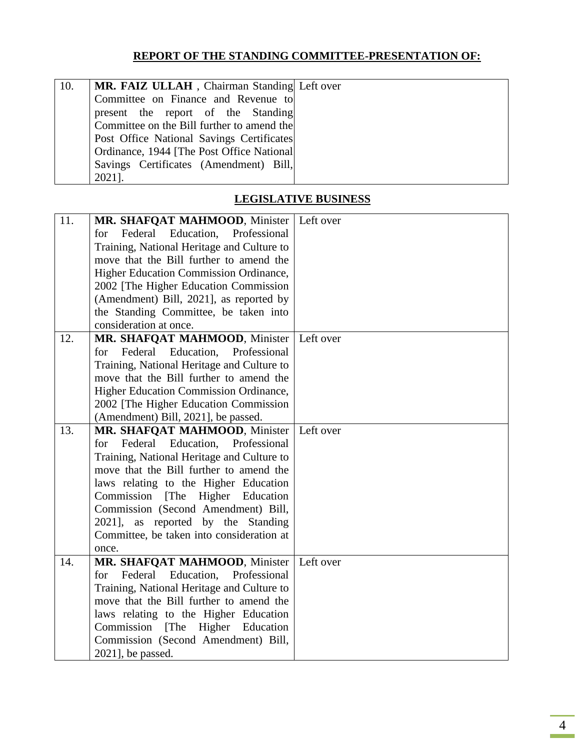## REPORT OF THE STANDING COMMITTEE-PRESENTATION OF:

| | | |
|---|---|---|
| 10. | **MR. FAIZ ULLAH** , Chairman Standing Committee on Finance and Revenue to present the report of the Standing Committee on the Bill further to amend the Post Office National Savings Certificates Ordinance, 1944 [The Post Office National Savings Certificates (Amendment) Bill, 2021]. | Left over |

## LEGISLATIVE BUSINESS

| | | |
|---|---|---|
| 11. | **MR. SHAFQAT MAHMOOD**, Minister for Federal Education, Professional Training, National Heritage and Culture to move that the Bill further to amend the Higher Education Commission Ordinance, 2002 [The Higher Education Commission (Amendment) Bill, 2021], as reported by the Standing Committee, be taken into consideration at once. | Left over |
| 12. | **MR. SHAFQAT MAHMOOD**, Minister for Federal Education, Professional Training, National Heritage and Culture to move that the Bill further to amend the Higher Education Commission Ordinance, 2002 [The Higher Education Commission (Amendment) Bill, 2021], be passed. | Left over |
| 13. | **MR. SHAFQAT MAHMOOD**, Minister for Federal Education, Professional Training, National Heritage and Culture to move that the Bill further to amend the laws relating to the Higher Education Commission [The Higher Education Commission (Second Amendment) Bill, 2021], as reported by the Standing Committee, be taken into consideration at once. | Left over |
| 14. | **MR. SHAFQAT MAHMOOD**, Minister for Federal Education, Professional Training, National Heritage and Culture to move that the Bill further to amend the laws relating to the Higher Education Commission [The Higher Education Commission (Second Amendment) Bill, 2021], be passed. | Left over |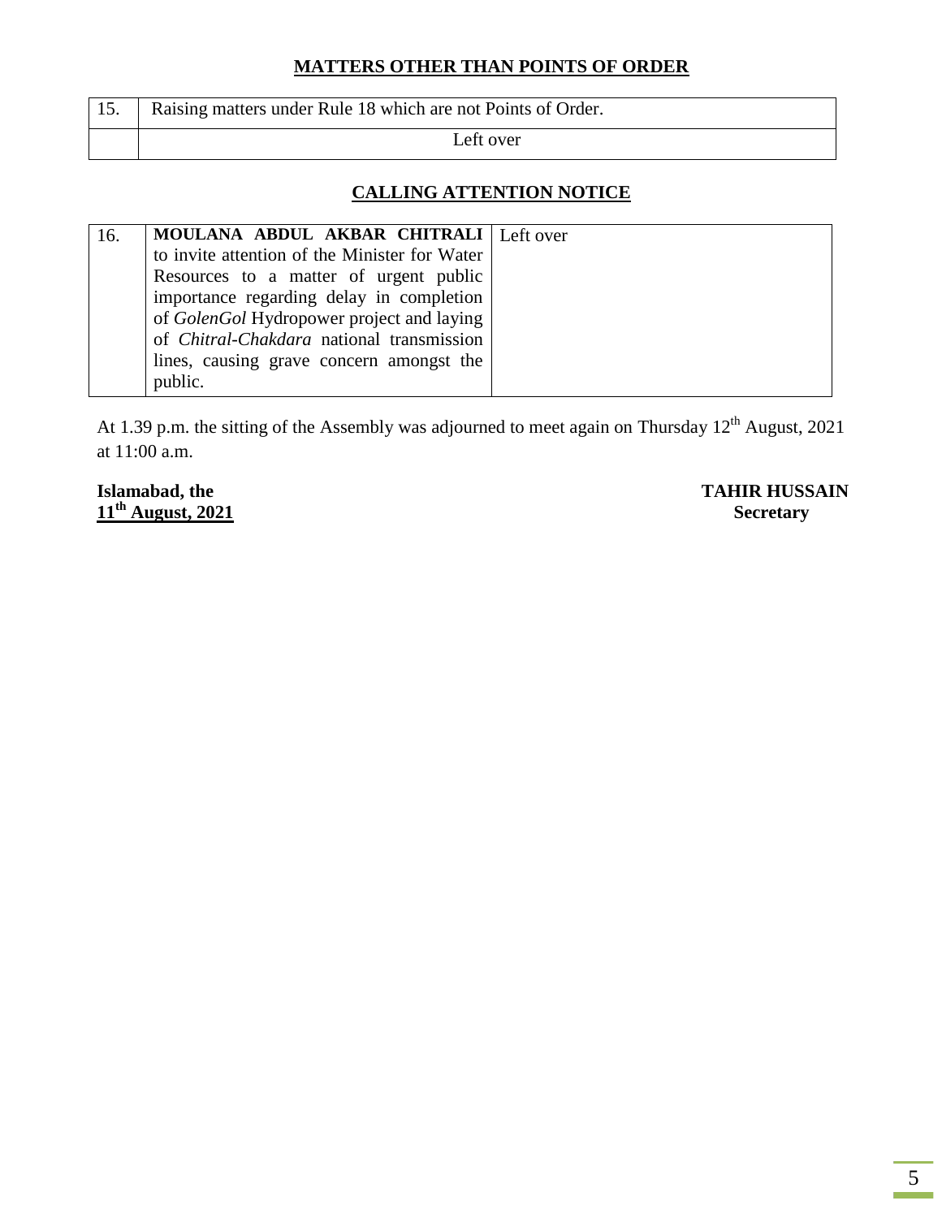## MATTERS OTHER THAN POINTS OF ORDER

| | |
|---|---|
| 15. | Raising matters under Rule 18 which are not Points of Order. |
| | Left over |

## CALLING ATTENTION NOTICE

| | | |
|---|---|---|
| 16. | **MOULANA ABDUL AKBAR CHITRALI** to invite attention of the Minister for Water Resources to a matter of urgent public importance regarding delay in completion of *GolenGol* Hydropower project and laying of *Chitral-Chakdara* national transmission lines, causing grave concern amongst the public. | Left over |

At 1.39 p.m. the sitting of the Assembly was adjourned to meet again on Thursday 12th August, 2021 at 11:00 a.m.

**Islamabad, the**
**11th August, 2021**

**TAHIR HUSSAIN**
**Secretary**